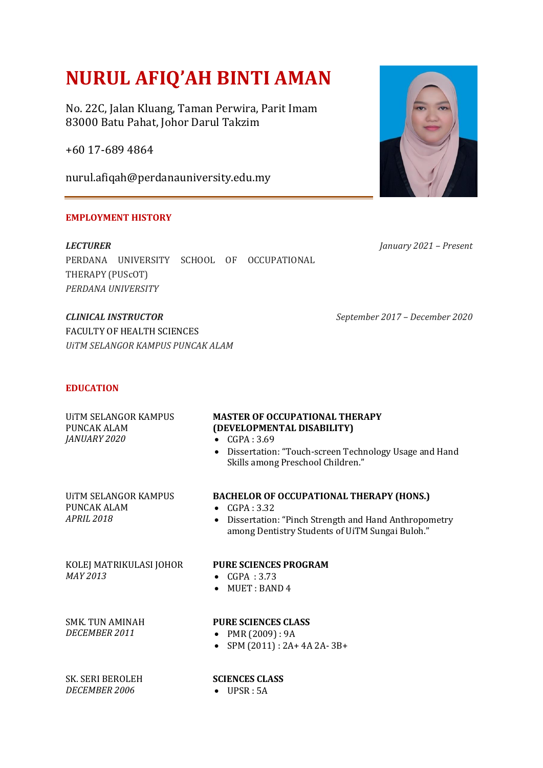# NURUL AFIQ'AH BINTI AMAN

No. 22C, Jalan Kluang, Taman Perwira, Parit Imam
83000 Batu Pahat, Johor Darul Takzim

+60 17-689 4864

nurul.afiqah@perdanauniversity.edu.my

---

## EMPLOYMENT HISTORY

***LECTURER*** — *January 2021 – Present*
PERDANA UNIVERSITY SCHOOL OF OCCUPATIONAL THERAPY (PUScOT)
*PERDANA UNIVERSITY*

***CLINICAL INSTRUCTOR*** — *September 2017 – December 2020*
FACULTY OF HEALTH SCIENCES
*UiTM SELANGOR KAMPUS PUNCAK ALAM*

## EDUCATION

UiTM SELANGOR KAMPUS PUNCAK ALAM
*JANUARY 2020*

**MASTER OF OCCUPATIONAL THERAPY (DEVELOPMENTAL DISABILITY)**

- CGPA : 3.69
- Dissertation: "Touch-screen Technology Usage and Hand Skills among Preschool Children."

UiTM SELANGOR KAMPUS PUNCAK ALAM
*APRIL 2018*

**BACHELOR OF OCCUPATIONAL THERAPY (HONS.)**

- CGPA : 3.32
- Dissertation: "Pinch Strength and Hand Anthropometry among Dentistry Students of UiTM Sungai Buloh."

KOLEJ MATRIKULASI JOHOR
*MAY 2013*

**PURE SCIENCES PROGRAM**

- CGPA : 3.73
- MUET : BAND 4

SMK. TUN AMINAH
*DECEMBER 2011*

**PURE SCIENCES CLASS**

- PMR (2009) : 9A
- SPM (2011) : 2A+ 4A 2A- 3B+

SK. SERI BEROLEH
*DECEMBER 2006*

**SCIENCES CLASS**

- UPSR : 5A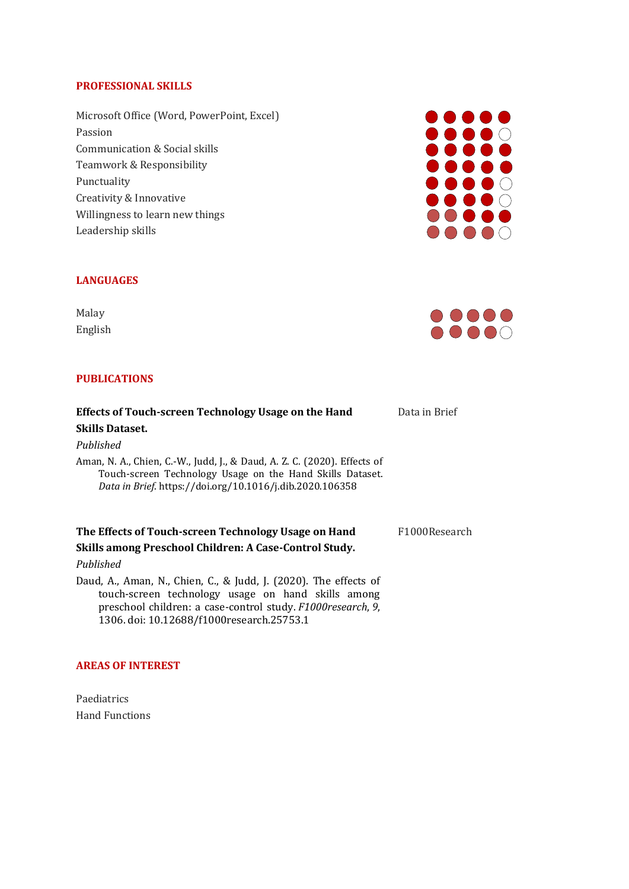## PROFESSIONAL SKILLS

Microsoft Office (Word, PowerPoint, Excel)
Passion
Communication & Social skills
Teamwork & Responsibility
Punctuality
Creativity & Innovative
Willingness to learn new things
Leadership skills

## LANGUAGES

Malay
English

## PUBLICATIONS

**Effects of Touch-screen Technology Usage on the Hand Skills Dataset.**

Data in Brief

*Published*

Aman, N. A., Chien, C.-W., Judd, J., & Daud, A. Z. C. (2020). Effects of Touch-screen Technology Usage on the Hand Skills Dataset. *Data in Brief*. https://doi.org/10.1016/j.dib.2020.106358

**The Effects of Touch-screen Technology Usage on Hand Skills among Preschool Children: A Case-Control Study.**

F1000Research

*Published*

Daud, A., Aman, N., Chien, C., & Judd, J. (2020). The effects of touch-screen technology usage on hand skills among preschool children: a case-control study. *F1000research*, *9*, 1306. doi: 10.12688/f1000research.25753.1

## AREAS OF INTEREST

Paediatrics
Hand Functions